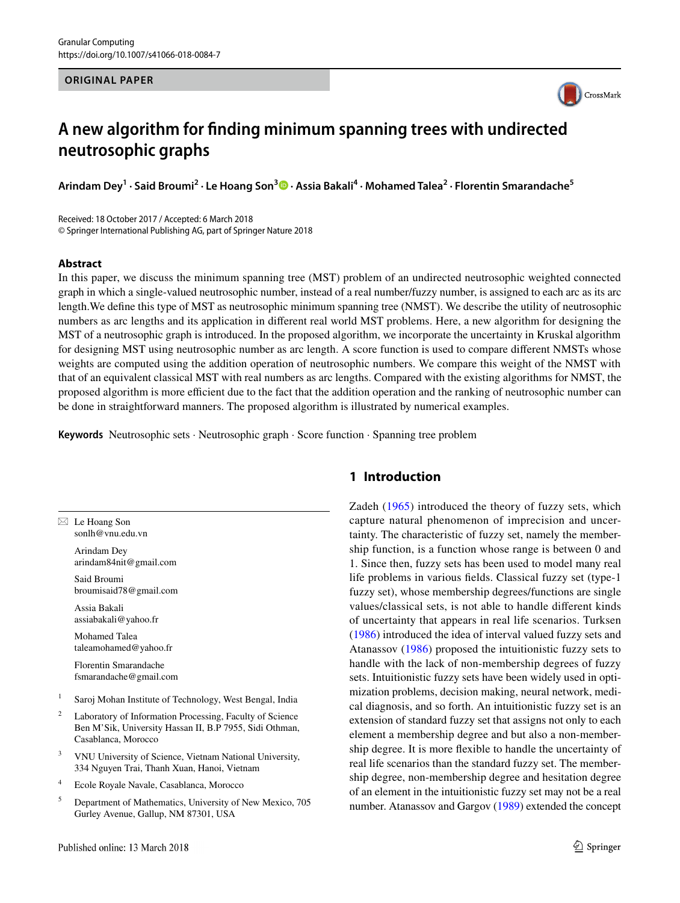ORIGINAL PAPER

# A new algorithm for finding minimum spanning trees with undirected neutrosophic graphs

**Arindam Dey[1] · Said Broumi[2] · Le Hoang Son[3] · Assia Bakali[4] · Mohamed Talea[2] · Florentin Smarandache[5]**

Received: 18 October 2017 / Accepted: 6 March 2018
© Springer International Publishing AG, part of Springer Nature 2018

## Abstract

In this paper, we discuss the minimum spanning tree (MST) problem of an undirected neutrosophic weighted connected graph in which a single-valued neutrosophic number, instead of a real number/fuzzy number, is assigned to each arc as its arc length.We define this type of MST as neutrosophic minimum spanning tree (NMST). We describe the utility of neutrosophic numbers as arc lengths and its application in different real world MST problems. Here, a new algorithm for designing the MST of a neutrosophic graph is introduced. In the proposed algorithm, we incorporate the uncertainty in Kruskal algorithm for designing MST using neutrosophic number as arc length. A score function is used to compare different NMSTs whose weights are computed using the addition operation of neutrosophic numbers. We compare this weight of the NMST with that of an equivalent classical MST with real numbers as arc lengths. Compared with the existing algorithms for NMST, the proposed algorithm is more efficient due to the fact that the addition operation and the ranking of neutrosophic number can be done in straightforward manners. The proposed algorithm is illustrated by numerical examples.

**Keywords** Neutrosophic sets · Neutrosophic graph · Score function · Spanning tree problem

## 1 Introduction

Zadeh (1965) introduced the theory of fuzzy sets, which capture natural phenomenon of imprecision and uncertainty. The characteristic of fuzzy set, namely the membership function, is a function whose range is between 0 and 1. Since then, fuzzy sets has been used to model many real life problems in various fields. Classical fuzzy set (type-1 fuzzy set), whose membership degrees/functions are single values/classical sets, is not able to handle different kinds of uncertainty that appears in real life scenarios. Turksen (1986) introduced the idea of interval valued fuzzy sets and Atanassov (1986) proposed the intuitionistic fuzzy sets to handle with the lack of non-membership degrees of fuzzy sets. Intuitionistic fuzzy sets have been widely used in optimization problems, decision making, neural network, medical diagnosis, and so forth. An intuitionistic fuzzy set is an extension of standard fuzzy set that assigns not only to each element a membership degree and but also a non-membership degree. It is more flexible to handle the uncertainty of real life scenarios than the standard fuzzy set. The membership degree, non-membership degree and hesitation degree of an element in the intuitionistic fuzzy set may not be a real number. Atanassov and Gargov (1989) extended the concept

---

✉ Le Hoang Son
sonlh@vnu.edu.vn

Arindam Dey
arindam84nit@gmail.com

Said Broumi
broumisaid78@gmail.com

Assia Bakali
assiabakali@yahoo.fr

Mohamed Talea
taleamohamed@yahoo.fr

Florentin Smarandache
fsmarandache@gmail.com

[1] Saroj Mohan Institute of Technology, West Bengal, India

[2] Laboratory of Information Processing, Faculty of Science Ben M'Sik, University Hassan II, B.P 7955, Sidi Othman, Casablanca, Morocco

[3] VNU University of Science, Vietnam National University, 334 Nguyen Trai, Thanh Xuan, Hanoi, Vietnam

[4] Ecole Royale Navale, Casablanca, Morocco

[5] Department of Mathematics, University of New Mexico, 705 Gurley Avenue, Gallup, NM 87301, USA

Published online: 13 March 2018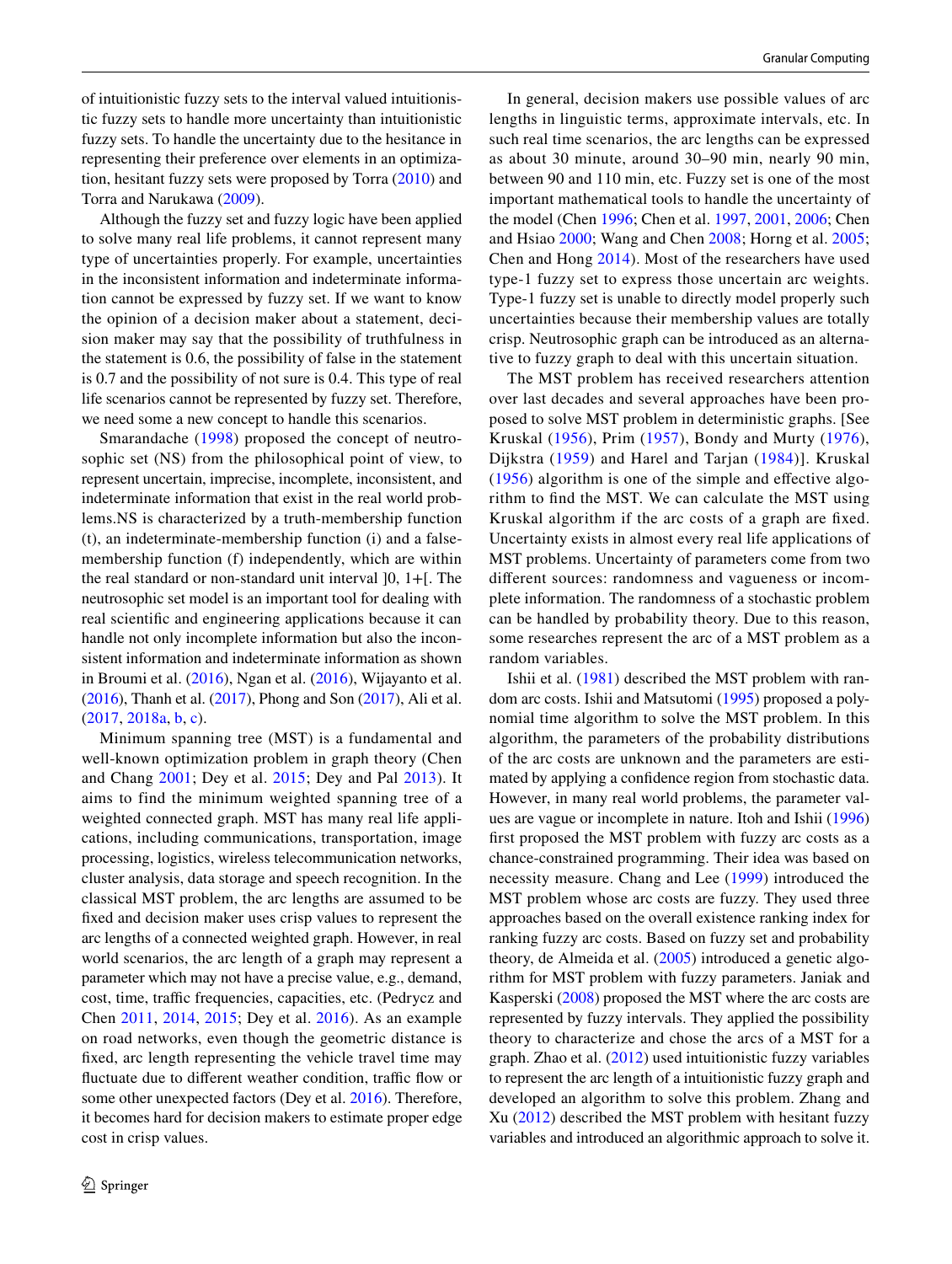of intuitionistic fuzzy sets to the interval valued intuitionistic fuzzy sets to handle more uncertainty than intuitionistic fuzzy sets. To handle the uncertainty due to the hesitance in representing their preference over elements in an optimization, hesitant fuzzy sets were proposed by Torra (2010) and Torra and Narukawa (2009).

Although the fuzzy set and fuzzy logic have been applied to solve many real life problems, it cannot represent many type of uncertainties properly. For example, uncertainties in the inconsistent information and indeterminate information cannot be expressed by fuzzy set. If we want to know the opinion of a decision maker about a statement, decision maker may say that the possibility of truthfulness in the statement is 0.6, the possibility of false in the statement is 0.7 and the possibility of not sure is 0.4. This type of real life scenarios cannot be represented by fuzzy set. Therefore, we need some a new concept to handle this scenarios.

Smarandache (1998) proposed the concept of neutrosophic set (NS) from the philosophical point of view, to represent uncertain, imprecise, incomplete, inconsistent, and indeterminate information that exist in the real world problems.NS is characterized by a truth-membership function (t), an indeterminate-membership function (i) and a false-membership function (f) independently, which are within the real standard or non-standard unit interval ]0, 1+[. The neutrosophic set model is an important tool for dealing with real scientific and engineering applications because it can handle not only incomplete information but also the inconsistent information and indeterminate information as shown in Broumi et al. (2016), Ngan et al. (2016), Wijayanto et al. (2016), Thanh et al. (2017), Phong and Son (2017), Ali et al. (2017, 2018a, b, c).

Minimum spanning tree (MST) is a fundamental and well-known optimization problem in graph theory (Chen and Chang 2001; Dey et al. 2015; Dey and Pal 2013). It aims to find the minimum weighted spanning tree of a weighted connected graph. MST has many real life applications, including communications, transportation, image processing, logistics, wireless telecommunication networks, cluster analysis, data storage and speech recognition. In the classical MST problem, the arc lengths are assumed to be fixed and decision maker uses crisp values to represent the arc lengths of a connected weighted graph. However, in real world scenarios, the arc length of a graph may represent a parameter which may not have a precise value, e.g., demand, cost, time, traffic frequencies, capacities, etc. (Pedrycz and Chen 2011, 2014, 2015; Dey et al. 2016). As an example on road networks, even though the geometric distance is fixed, arc length representing the vehicle travel time may fluctuate due to different weather condition, traffic flow or some other unexpected factors (Dey et al. 2016). Therefore, it becomes hard for decision makers to estimate proper edge cost in crisp values.

In general, decision makers use possible values of arc lengths in linguistic terms, approximate intervals, etc. In such real time scenarios, the arc lengths can be expressed as about 30 minute, around 30–90 min, nearly 90 min, between 90 and 110 min, etc. Fuzzy set is one of the most important mathematical tools to handle the uncertainty of the model (Chen 1996; Chen et al. 1997, 2001, 2006; Chen and Hsiao 2000; Wang and Chen 2008; Horng et al. 2005; Chen and Hong 2014). Most of the researchers have used type-1 fuzzy set to express those uncertain arc weights. Type-1 fuzzy set is unable to directly model properly such uncertainties because their membership values are totally crisp. Neutrosophic graph can be introduced as an alternative to fuzzy graph to deal with this uncertain situation.

The MST problem has received researchers attention over last decades and several approaches have been proposed to solve MST problem in deterministic graphs. [See Kruskal (1956), Prim (1957), Bondy and Murty (1976), Dijkstra (1959) and Harel and Tarjan (1984)]. Kruskal (1956) algorithm is one of the simple and effective algorithm to find the MST. We can calculate the MST using Kruskal algorithm if the arc costs of a graph are fixed. Uncertainty exists in almost every real life applications of MST problems. Uncertainty of parameters come from two different sources: randomness and vagueness or incomplete information. The randomness of a stochastic problem can be handled by probability theory. Due to this reason, some researches represent the arc of a MST problem as a random variables.

Ishii et al. (1981) described the MST problem with random arc costs. Ishii and Matsutomi (1995) proposed a polynomial time algorithm to solve the MST problem. In this algorithm, the parameters of the probability distributions of the arc costs are unknown and the parameters are estimated by applying a confidence region from stochastic data. However, in many real world problems, the parameter values are vague or incomplete in nature. Itoh and Ishii (1996) first proposed the MST problem with fuzzy arc costs as a chance-constrained programming. Their idea was based on necessity measure. Chang and Lee (1999) introduced the MST problem whose arc costs are fuzzy. They used three approaches based on the overall existence ranking index for ranking fuzzy arc costs. Based on fuzzy set and probability theory, de Almeida et al. (2005) introduced a genetic algorithm for MST problem with fuzzy parameters. Janiak and Kasperski (2008) proposed the MST where the arc costs are represented by fuzzy intervals. They applied the possibility theory to characterize and chose the arcs of a MST for a graph. Zhao et al. (2012) used intuitionistic fuzzy variables to represent the arc length of a intuitionistic fuzzy graph and developed an algorithm to solve this problem. Zhang and Xu (2012) described the MST problem with hesitant fuzzy variables and introduced an algorithmic approach to solve it.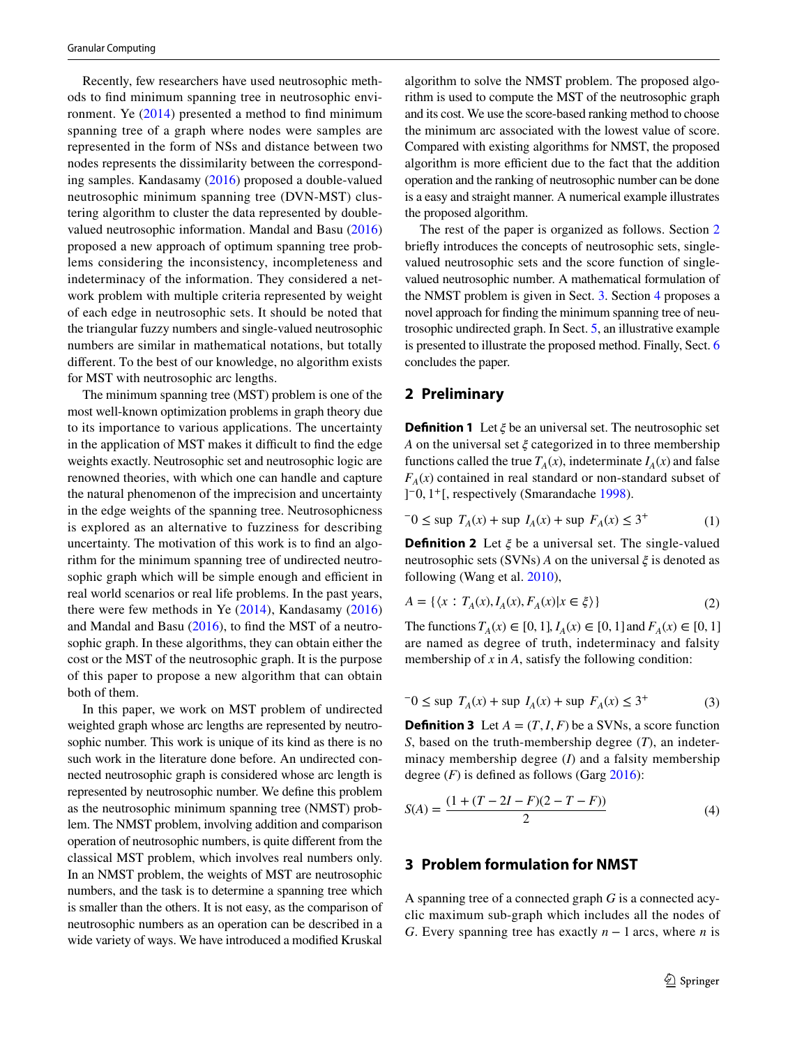Recently, few researchers have used neutrosophic methods to find minimum spanning tree in neutrosophic environment. Ye (2014) presented a method to find minimum spanning tree of a graph where nodes were samples are represented in the form of NSs and distance between two nodes represents the dissimilarity between the corresponding samples. Kandasamy (2016) proposed a double-valued neutrosophic minimum spanning tree (DVN-MST) clustering algorithm to cluster the data represented by double-valued neutrosophic information. Mandal and Basu (2016) proposed a new approach of optimum spanning tree problems considering the inconsistency, incompleteness and indeterminacy of the information. They considered a network problem with multiple criteria represented by weight of each edge in neutrosophic sets. It should be noted that the triangular fuzzy numbers and single-valued neutrosophic numbers are similar in mathematical notations, but totally different. To the best of our knowledge, no algorithm exists for MST with neutrosophic arc lengths.

The minimum spanning tree (MST) problem is one of the most well-known optimization problems in graph theory due to its importance to various applications. The uncertainty in the application of MST makes it difficult to find the edge weights exactly. Neutrosophic set and neutrosophic logic are renowned theories, with which one can handle and capture the natural phenomenon of the imprecision and uncertainty in the edge weights of the spanning tree. Neutrosophicness is explored as an alternative to fuzziness for describing uncertainty. The motivation of this work is to find an algorithm for the minimum spanning tree of undirected neutrosophic graph which will be simple enough and efficient in real world scenarios or real life problems. In the past years, there were few methods in Ye (2014), Kandasamy (2016) and Mandal and Basu (2016), to find the MST of a neutrosophic graph. In these algorithms, they can obtain either the cost or the MST of the neutrosophic graph. It is the purpose of this paper to propose a new algorithm that can obtain both of them.

In this paper, we work on MST problem of undirected weighted graph whose arc lengths are represented by neutrosophic number. This work is unique of its kind as there is no such work in the literature done before. An undirected connected neutrosophic graph is considered whose arc length is represented by neutrosophic number. We define this problem as the neutrosophic minimum spanning tree (NMST) problem. The NMST problem, involving addition and comparison operation of neutrosophic numbers, is quite different from the classical MST problem, which involves real numbers only. In an NMST problem, the weights of MST are neutrosophic numbers, and the task is to determine a spanning tree which is smaller than the others. It is not easy, as the comparison of neutrosophic numbers as an operation can be described in a wide variety of ways. We have introduced a modified Kruskal algorithm to solve the NMST problem. The proposed algorithm is used to compute the MST of the neutrosophic graph and its cost. We use the score-based ranking method to choose the minimum arc associated with the lowest value of score. Compared with existing algorithms for NMST, the proposed algorithm is more efficient due to the fact that the addition operation and the ranking of neutrosophic number can be done is a easy and straight manner. A numerical example illustrates the proposed algorithm.

The rest of the paper is organized as follows. Section 2 briefly introduces the concepts of neutrosophic sets, single-valued neutrosophic sets and the score function of single-valued neutrosophic number. A mathematical formulation of the NMST problem is given in Sect. 3. Section 4 proposes a novel approach for finding the minimum spanning tree of neutrosophic undirected graph. In Sect. 5, an illustrative example is presented to illustrate the proposed method. Finally, Sect. 6 concludes the paper.

## 2 Preliminary

**Definition 1** Let $\xi$ be an universal set. The neutrosophic set $A$ on the universal set $\xi$ categorized in to three membership functions called the true $T_A(x)$, indeterminate $I_A(x)$ and false $F_A(x)$ contained in real standard or non-standard subset of $]^-0, 1^+[$, respectively (Smarandache 1998).

$$^-0 \le \sup\ T_A(x) + \sup\ I_A(x) + \sup\ F_A(x) \le 3^+ \tag{1}$$

**Definition 2** Let $\xi$ be a universal set. The single-valued neutrosophic sets (SVNs) $A$ on the universal $\xi$ is denoted as following (Wang et al. 2010),

$$A = \{\langle x : T_A(x), I_A(x), F_A(x) | x \in \xi \rangle\} \tag{2}$$

The functions $T_A(x) \in [0, 1]$, $I_A(x) \in [0, 1]$ and $F_A(x) \in [0, 1]$ are named as degree of truth, indeterminacy and falsity membership of $x$ in $A$, satisfy the following condition:

$$^-0 \le \sup\ T_A(x) + \sup\ I_A(x) + \sup\ F_A(x) \le 3^+ \tag{3}$$

**Definition 3** Let $A = (T, I, F)$ be a SVNs, a score function $S$, based on the truth-membership degree ($T$), an indeterminacy membership degree ($I$) and a falsity membership degree ($F$) is defined as follows (Garg 2016):

$$S(A) = \frac{(1 + (T - 2I - F)(2 - T - F))}{2} \tag{4}$$

## 3 Problem formulation for NMST

A spanning tree of a connected graph $G$ is a connected acyclic maximum sub-graph which includes all the nodes of $G$. Every spanning tree has exactly $n - 1$ arcs, where $n$ is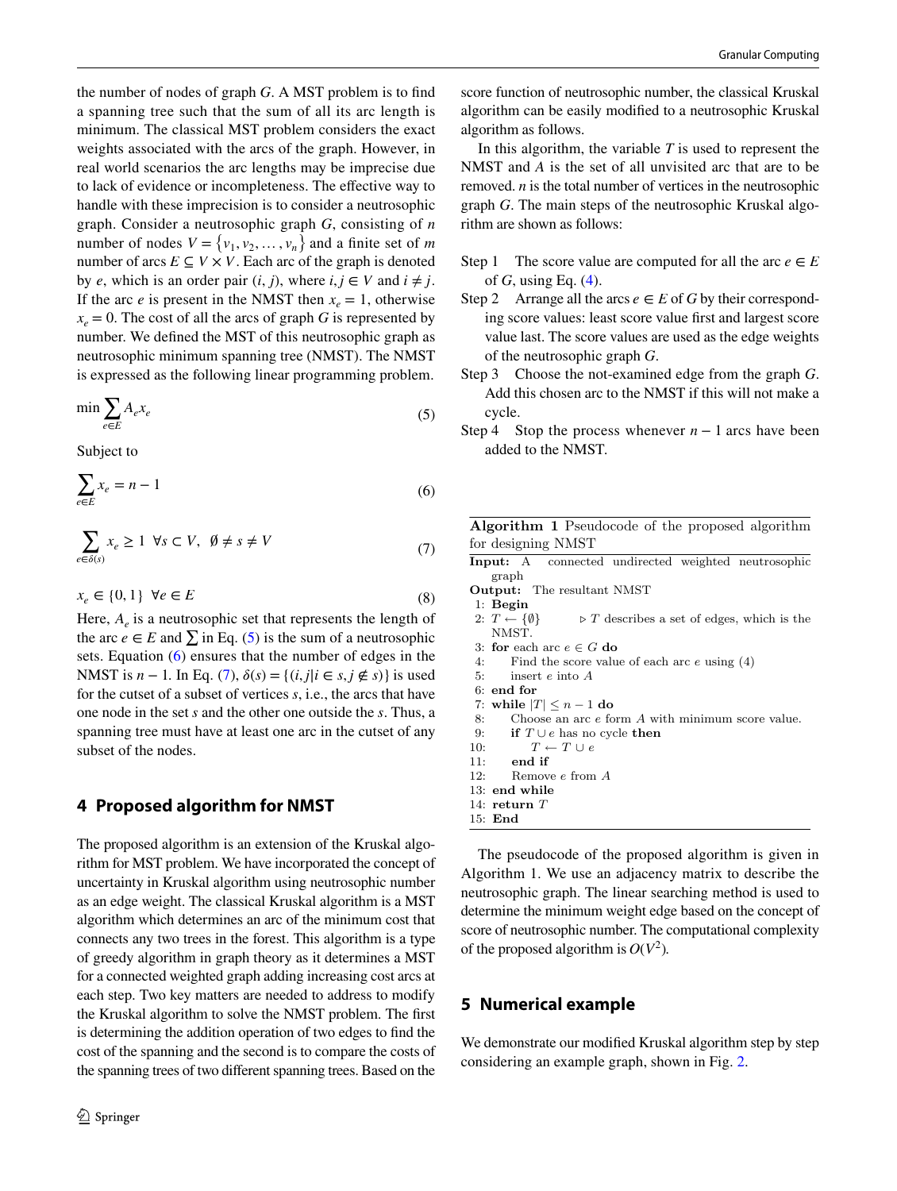the number of nodes of graph $G$. A MST problem is to find a spanning tree such that the sum of all its arc length is minimum. The classical MST problem considers the exact weights associated with the arcs of the graph. However, in real world scenarios the arc lengths may be imprecise due to lack of evidence or incompleteness. The effective way to handle with these imprecision is to consider a neutrosophic graph. Consider a neutrosophic graph $G$, consisting of $n$ number of nodes $V = \{v_1, v_2, \ldots, v_n\}$ and a finite set of $m$ number of arcs $E \subseteq V \times V$. Each arc of the graph is denoted by $e$, which is an order pair $(i, j)$, where $i, j \in V$ and $i \neq j$. If the arc $e$ is present in the NMST then $x_e = 1$, otherwise $x_e = 0$. The cost of all the arcs of graph $G$ is represented by number. We defined the MST of this neutrosophic graph as neutrosophic minimum spanning tree (NMST). The NMST is expressed as the following linear programming problem.

$$\min \sum_{e \in E} A_e x_e \tag{5}$$

Subject to

$$\sum_{e \in E} x_e = n - 1 \tag{6}$$

$$\sum_{e \in \delta(s)} x_e \geq 1 \;\; \forall s \subset V, \;\; \emptyset \neq s \neq V \tag{7}$$

$$x_e \in \{0, 1\} \;\; \forall e \in E \tag{8}$$

Here, $A_e$ is a neutrosophic set that represents the length of the arc $e \in E$ and $\sum$ in Eq. (5) is the sum of a neutrosophic sets. Equation (6) ensures that the number of edges in the NMST is $n - 1$. In Eq. (7), $\delta(s) = \{(i, j) | i \in s, j \notin s)\}$ is used for the cutset of a subset of vertices $s$, i.e., the arcs that have one node in the set $s$ and the other one outside the $s$. Thus, a spanning tree must have at least one arc in the cutset of any subset of the nodes.

## 4 Proposed algorithm for NMST

The proposed algorithm is an extension of the Kruskal algorithm for MST problem. We have incorporated the concept of uncertainty in Kruskal algorithm using neutrosophic number as an edge weight. The classical Kruskal algorithm is a MST algorithm which determines an arc of the minimum cost that connects any two trees in the forest. This algorithm is a type of greedy algorithm in graph theory as it determines a MST for a connected weighted graph adding increasing cost arcs at each step. Two key matters are needed to address to modify the Kruskal algorithm to solve the NMST problem. The first is determining the addition operation of two edges to find the cost of the spanning and the second is to compare the costs of the spanning trees of two different spanning trees. Based on the score function of neutrosophic number, the classical Kruskal algorithm can be easily modified to a neutrosophic Kruskal algorithm as follows.

In this algorithm, the variable $T$ is used to represent the NMST and $A$ is the set of all unvisited arc that are to be removed. $n$ is the total number of vertices in the neutrosophic graph $G$. The main steps of the neutrosophic Kruskal algorithm are shown as follows:

- Step 1 The score value are computed for all the arc $e \in E$ of $G$, using Eq. (4).
- Step 2 Arrange all the arcs $e \in E$ of $G$ by their corresponding score values: least score value first and largest score value last. The score values are used as the edge weights of the neutrosophic graph $G$.
- Step 3 Choose the not-examined edge from the graph $G$. Add this chosen arc to the NMST if this will not make a cycle.
- Step 4 Stop the process whenever $n - 1$ arcs have been added to the NMST.

**Algorithm 1** Pseudocode of the proposed algorithm for designing NMST

```
Input: A connected undirected weighted neutrosophic graph
Output: The resultant NMST
 1: Begin
 2: T ← {∅}            ▷ T describes a set of edges, which is the NMST.
 3: for each arc e ∈ G do
 4:     Find the score value of each arc e using (4)
 5:     insert e into A
 6: end for
 7: while |T| ≤ n − 1 do
 8:     Choose an arc e form A with minimum score value.
 9:     if T ∪ e has no cycle then
10:         T ← T ∪ e
11:     end if
12:     Remove e from A
13: end while
14: return T
15: End
```

The pseudocode of the proposed algorithm is given in Algorithm 1. We use an adjacency matrix to describe the neutrosophic graph. The linear searching method is used to determine the minimum weight edge based on the concept of score of neutrosophic number. The computational complexity of the proposed algorithm is $O(V^2)$.

## 5 Numerical example

We demonstrate our modified Kruskal algorithm step by step considering an example graph, shown in Fig. 2.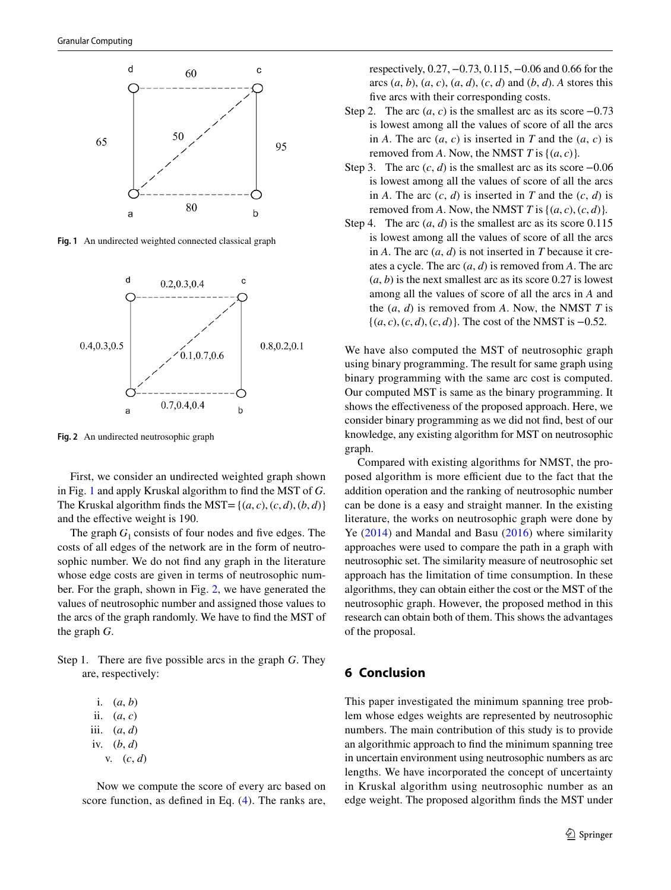Fig. 1 An undirected weighted connected classical graph

Fig. 2 An undirected neutrosophic graph

First, we consider an undirected weighted graph shown in Fig. 1 and apply Kruskal algorithm to find the MST of $G$. The Kruskal algorithm finds the MST= $\{(a, c), (c, d), (b, d)\}$ and the effective weight is 190.

The graph $G_1$ consists of four nodes and five edges. The costs of all edges of the network are in the form of neutrosophic number. We do not find any graph in the literature whose edge costs are given in terms of neutrosophic number. For the graph, shown in Fig. 2, we have generated the values of neutrosophic number and assigned those values to the arcs of the graph randomly. We have to find the MST of the graph $G$.

Step 1. There are five possible arcs in the graph $G$. They are, respectively:

i. $(a, b)$
ii. $(a, c)$
iii. $(a, d)$
iv. $(b, d)$
v. $(c, d)$

Now we compute the score of every arc based on score function, as defined in Eq. (4). The ranks are, respectively, 0.27, −0.73, 0.115, −0.06 and 0.66 for the arcs $(a, b)$, $(a, c)$, $(a, d)$, $(c, d)$ and $(b, d)$. $A$ stores this five arcs with their corresponding costs.

Step 2. The arc $(a, c)$ is the smallest arc as its score −0.73 is lowest among all the values of score of all the arcs in $A$. The arc $(a, c)$ is inserted in $T$ and the $(a, c)$ is removed from $A$. Now, the NMST $T$ is $\{(a, c)\}$.

Step 3. The arc $(c, d)$ is the smallest arc as its score −0.06 is lowest among all the values of score of all the arcs in $A$. The arc $(c, d)$ is inserted in $T$ and the $(c, d)$ is removed from $A$. Now, the NMST $T$ is $\{(a, c), (c, d)\}$.

Step 4. The arc $(a, d)$ is the smallest arc as its score 0.115 is lowest among all the values of score of all the arcs in $A$. The arc $(a, d)$ is not inserted in $T$ because it creates a cycle. The arc $(a, d)$ is removed from $A$. The arc $(a, b)$ is the next smallest arc as its score 0.27 is lowest among all the values of score of all the arcs in $A$ and the $(a, d)$ is removed from $A$. Now, the NMST $T$ is $\{(a, c), (c, d), (c, d)\}$. The cost of the NMST is −0.52.

We have also computed the MST of neutrosophic graph using binary programming. The result for same graph using binary programming with the same arc cost is computed. Our computed MST is same as the binary programming. It shows the effectiveness of the proposed approach. Here, we consider binary programming as we did not find, best of our knowledge, any existing algorithm for MST on neutrosophic graph.

Compared with existing algorithms for NMST, the proposed algorithm is more efficient due to the fact that the addition operation and the ranking of neutrosophic number can be done is a easy and straight manner. In the existing literature, the works on neutrosophic graph were done by Ye (2014) and Mandal and Basu (2016) where similarity approaches were used to compare the path in a graph with neutrosophic set. The similarity measure of neutrosophic set approach has the limitation of time consumption. In these algorithms, they can obtain either the cost or the MST of the neutrosophic graph. However, the proposed method in this research can obtain both of them. This shows the advantages of the proposal.

## 6 Conclusion

This paper investigated the minimum spanning tree problem whose edges weights are represented by neutrosophic numbers. The main contribution of this study is to provide an algorithmic approach to find the minimum spanning tree in uncertain environment using neutrosophic numbers as arc lengths. We have incorporated the concept of uncertainty in Kruskal algorithm using neutrosophic number as an edge weight. The proposed algorithm finds the MST under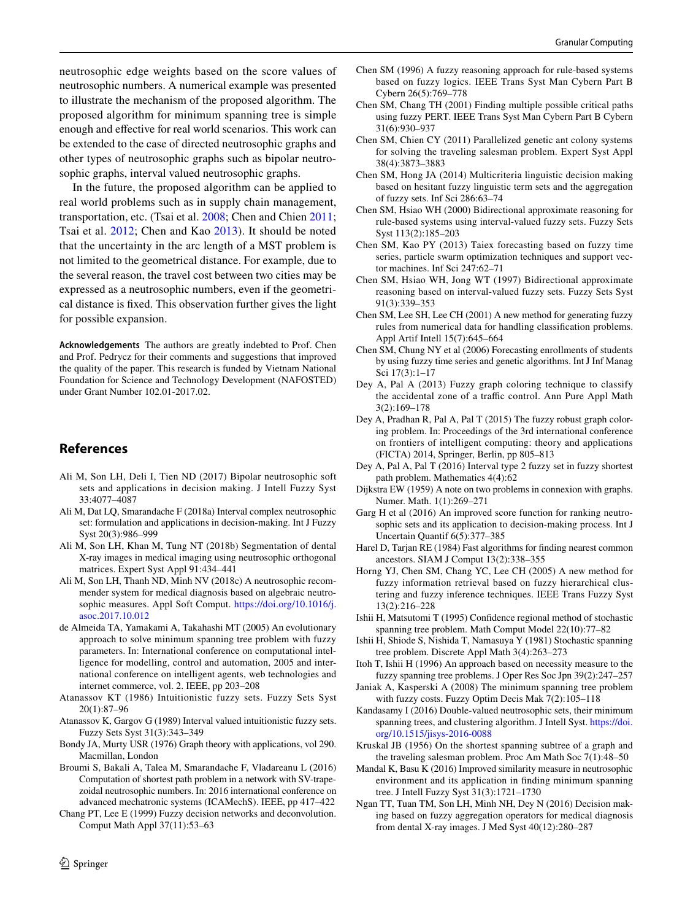neutrosophic edge weights based on the score values of neutrosophic numbers. A numerical example was presented to illustrate the mechanism of the proposed algorithm. The proposed algorithm for minimum spanning tree is simple enough and effective for real world scenarios. This work can be extended to the case of directed neutrosophic graphs and other types of neutrosophic graphs such as bipolar neutrosophic graphs, interval valued neutrosophic graphs.

In the future, the proposed algorithm can be applied to real world problems such as in supply chain management, transportation, etc. (Tsai et al. 2008; Chen and Chien 2011; Tsai et al. 2012; Chen and Kao 2013). It should be noted that the uncertainty in the arc length of a MST problem is not limited to the geometrical distance. For example, due to the several reason, the travel cost between two cities may be expressed as a neutrosophic numbers, even if the geometrical distance is fixed. This observation further gives the light for possible expansion.

**Acknowledgements** The authors are greatly indebted to Prof. Chen and Prof. Pedrycz for their comments and suggestions that improved the quality of the paper. This research is funded by Vietnam National Foundation for Science and Technology Development (NAFOSTED) under Grant Number 102.01-2017.02.

## References

Ali M, Son LH, Deli I, Tien ND (2017) Bipolar neutrosophic soft sets and applications in decision making. J Intell Fuzzy Syst 33:4077–4087

Ali M, Dat LQ, Smarandache F (2018a) Interval complex neutrosophic set: formulation and applications in decision-making. Int J Fuzzy Syst 20(3):986–999

Ali M, Son LH, Khan M, Tung NT (2018b) Segmentation of dental X-ray images in medical imaging using neutrosophic orthogonal matrices. Expert Syst Appl 91:434–441

Ali M, Son LH, Thanh ND, Minh NV (2018c) A neutrosophic recommender system for medical diagnosis based on algebraic neutrosophic measures. Appl Soft Comput. https://doi.org/10.1016/j.asoc.2017.10.012

de Almeida TA, Yamakami A, Takahashi MT (2005) An evolutionary approach to solve minimum spanning tree problem with fuzzy parameters. In: International conference on computational intelligence for modelling, control and automation, 2005 and international conference on intelligent agents, web technologies and internet commerce, vol. 2. IEEE, pp 203–208

Atanassov KT (1986) Intuitionistic fuzzy sets. Fuzzy Sets Syst 20(1):87–96

Atanassov K, Gargov G (1989) Interval valued intuitionistic fuzzy sets. Fuzzy Sets Syst 31(3):343–349

Bondy JA, Murty USR (1976) Graph theory with applications, vol 290. Macmillan, London

Broumi S, Bakali A, Talea M, Smarandache F, Vladareanu L (2016) Computation of shortest path problem in a network with SV-trapezoidal neutrosophic numbers. In: 2016 international conference on advanced mechatronic systems (ICAMechS). IEEE, pp 417–422

Chang PT, Lee E (1999) Fuzzy decision networks and deconvolution. Comput Math Appl 37(11):53–63

Chen SM (1996) A fuzzy reasoning approach for rule-based systems based on fuzzy logics. IEEE Trans Syst Man Cybern Part B Cybern 26(5):769–778

Chen SM, Chang TH (2001) Finding multiple possible critical paths using fuzzy PERT. IEEE Trans Syst Man Cybern Part B Cybern 31(6):930–937

Chen SM, Chien CY (2011) Parallelized genetic ant colony systems for solving the traveling salesman problem. Expert Syst Appl 38(4):3873–3883

Chen SM, Hong JA (2014) Multicriteria linguistic decision making based on hesitant fuzzy linguistic term sets and the aggregation of fuzzy sets. Inf Sci 286:63–74

Chen SM, Hsiao WH (2000) Bidirectional approximate reasoning for rule-based systems using interval-valued fuzzy sets. Fuzzy Sets Syst 113(2):185–203

Chen SM, Kao PY (2013) Taiex forecasting based on fuzzy time series, particle swarm optimization techniques and support vector machines. Inf Sci 247:62–71

Chen SM, Hsiao WH, Jong WT (1997) Bidirectional approximate reasoning based on interval-valued fuzzy sets. Fuzzy Sets Syst 91(3):339–353

Chen SM, Lee SH, Lee CH (2001) A new method for generating fuzzy rules from numerical data for handling classification problems. Appl Artif Intell 15(7):645–664

Chen SM, Chung NY et al (2006) Forecasting enrollments of students by using fuzzy time series and genetic algorithms. Int J Inf Manag Sci 17(3):1–17

Dey A, Pal A (2013) Fuzzy graph coloring technique to classify the accidental zone of a traffic control. Ann Pure Appl Math 3(2):169–178

Dey A, Pradhan R, Pal A, Pal T (2015) The fuzzy robust graph coloring problem. In: Proceedings of the 3rd international conference on frontiers of intelligent computing: theory and applications (FICTA) 2014, Springer, Berlin, pp 805–813

Dey A, Pal A, Pal T (2016) Interval type 2 fuzzy set in fuzzy shortest path problem. Mathematics 4(4):62

Dijkstra EW (1959) A note on two problems in connexion with graphs. Numer. Math. 1(1):269–271

Garg H et al (2016) An improved score function for ranking neutrosophic sets and its application to decision-making process. Int J Uncertain Quantif 6(5):377–385

Harel D, Tarjan RE (1984) Fast algorithms for finding nearest common ancestors. SIAM J Comput 13(2):338–355

Horng YJ, Chen SM, Chang YC, Lee CH (2005) A new method for fuzzy information retrieval based on fuzzy hierarchical clustering and fuzzy inference techniques. IEEE Trans Fuzzy Syst 13(2):216–228

Ishii H, Matsutomi T (1995) Confidence regional method of stochastic spanning tree problem. Math Comput Model 22(10):77–82

Ishii H, Shiode S, Nishida T, Namasuya Y (1981) Stochastic spanning tree problem. Discrete Appl Math 3(4):263–273

Itoh T, Ishii H (1996) An approach based on necessity measure to the fuzzy spanning tree problems. J Oper Res Soc Jpn 39(2):247–257

Janiak A, Kasperski A (2008) The minimum spanning tree problem with fuzzy costs. Fuzzy Optim Decis Mak 7(2):105–118

Kandasamy I (2016) Double-valued neutrosophic sets, their minimum spanning trees, and clustering algorithm. J Intell Syst. https://doi.org/10.1515/jisys-2016-0088

Kruskal JB (1956) On the shortest spanning subtree of a graph and the traveling salesman problem. Proc Am Math Soc 7(1):48–50

Mandal K, Basu K (2016) Improved similarity measure in neutrosophic environment and its application in finding minimum spanning tree. J Intell Fuzzy Syst 31(3):1721–1730

Ngan TT, Tuan TM, Son LH, Minh NH, Dey N (2016) Decision making based on fuzzy aggregation operators for medical diagnosis from dental X-ray images. J Med Syst 40(12):280–287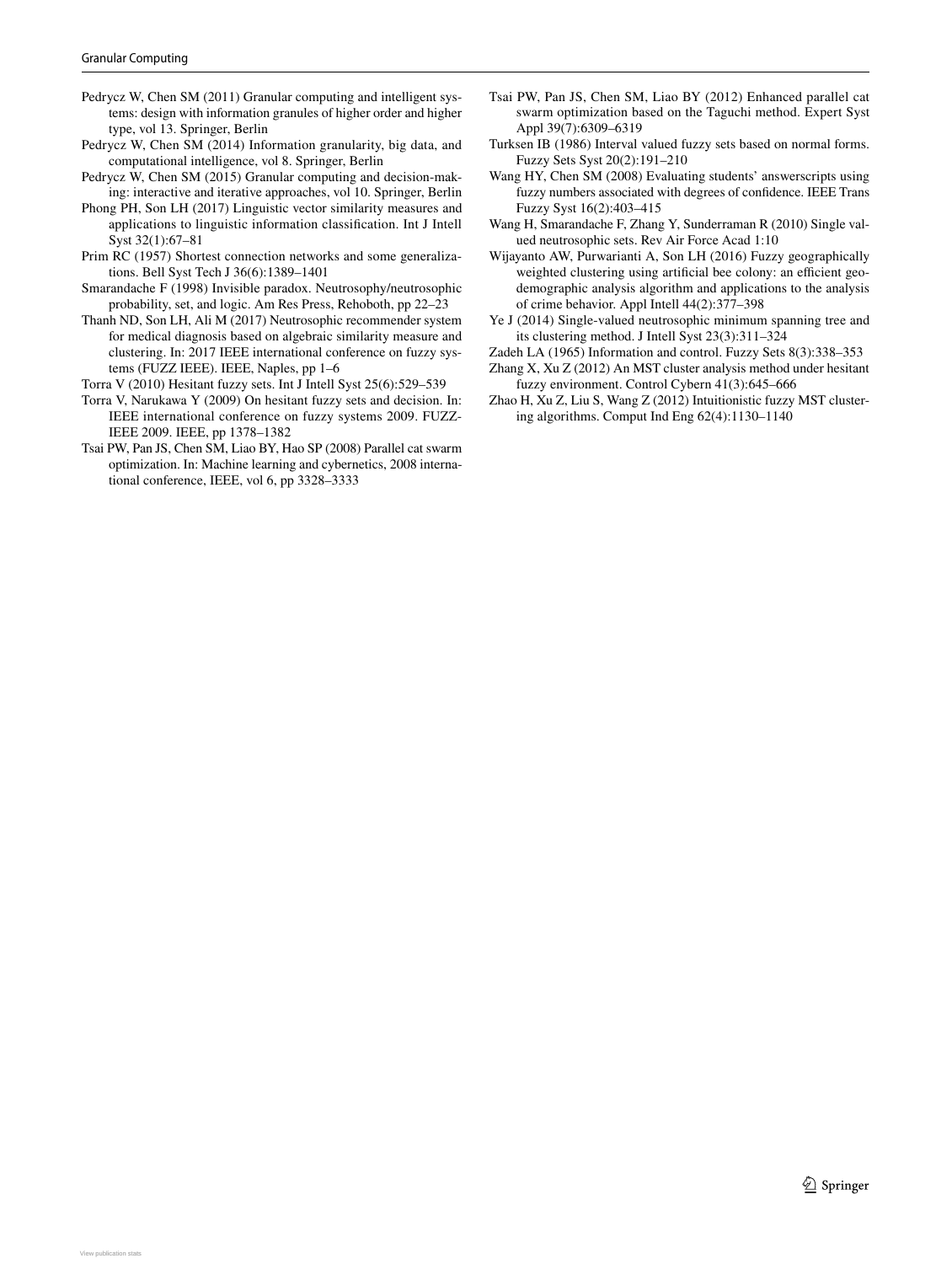Pedrycz W, Chen SM (2011) Granular computing and intelligent systems: design with information granules of higher order and higher type, vol 13. Springer, Berlin

Pedrycz W, Chen SM (2014) Information granularity, big data, and computational intelligence, vol 8. Springer, Berlin

Pedrycz W, Chen SM (2015) Granular computing and decision-making: interactive and iterative approaches, vol 10. Springer, Berlin

Phong PH, Son LH (2017) Linguistic vector similarity measures and applications to linguistic information classification. Int J Intell Syst 32(1):67–81

Prim RC (1957) Shortest connection networks and some generalizations. Bell Syst Tech J 36(6):1389–1401

Smarandache F (1998) Invisible paradox. Neutrosophy/neutrosophic probability, set, and logic. Am Res Press, Rehoboth, pp 22–23

Thanh ND, Son LH, Ali M (2017) Neutrosophic recommender system for medical diagnosis based on algebraic similarity measure and clustering. In: 2017 IEEE international conference on fuzzy systems (FUZZ IEEE). IEEE, Naples, pp 1–6

Torra V (2010) Hesitant fuzzy sets. Int J Intell Syst 25(6):529–539

Torra V, Narukawa Y (2009) On hesitant fuzzy sets and decision. In: IEEE international conference on fuzzy systems 2009. FUZZ-IEEE 2009. IEEE, pp 1378–1382

Tsai PW, Pan JS, Chen SM, Liao BY, Hao SP (2008) Parallel cat swarm optimization. In: Machine learning and cybernetics, 2008 international conference, IEEE, vol 6, pp 3328–3333

Tsai PW, Pan JS, Chen SM, Liao BY (2012) Enhanced parallel cat swarm optimization based on the Taguchi method. Expert Syst Appl 39(7):6309–6319

Turksen IB (1986) Interval valued fuzzy sets based on normal forms. Fuzzy Sets Syst 20(2):191–210

Wang HY, Chen SM (2008) Evaluating students' answerscripts using fuzzy numbers associated with degrees of confidence. IEEE Trans Fuzzy Syst 16(2):403–415

Wang H, Smarandache F, Zhang Y, Sunderraman R (2010) Single valued neutrosophic sets. Rev Air Force Acad 1:10

Wijayanto AW, Purwarianti A, Son LH (2016) Fuzzy geographically weighted clustering using artificial bee colony: an efficient geodemographic analysis algorithm and applications to the analysis of crime behavior. Appl Intell 44(2):377–398

Ye J (2014) Single-valued neutrosophic minimum spanning tree and its clustering method. J Intell Syst 23(3):311–324

Zadeh LA (1965) Information and control. Fuzzy Sets 8(3):338–353

Zhang X, Xu Z (2012) An MST cluster analysis method under hesitant fuzzy environment. Control Cybern 41(3):645–666

Zhao H, Xu Z, Liu S, Wang Z (2012) Intuitionistic fuzzy MST clustering algorithms. Comput Ind Eng 62(4):1130–1140